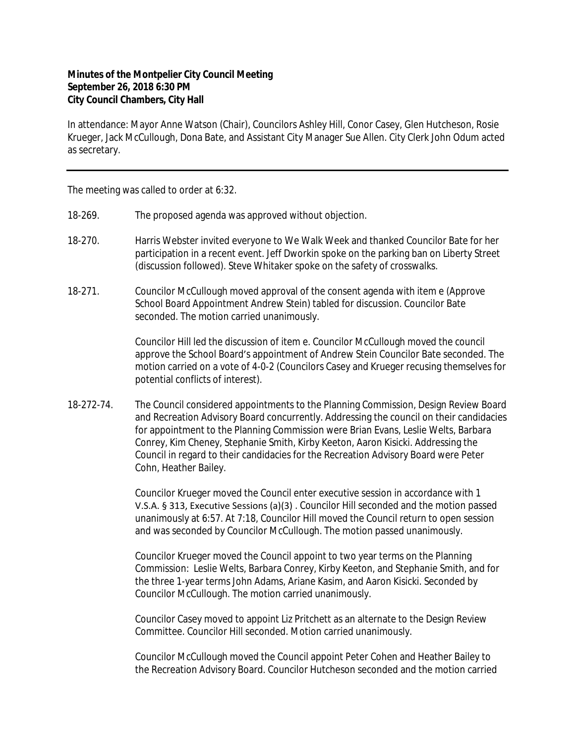**Minutes of the Montpelier City Council Meeting**
**September 26, 2018 6:30 PM**
**City Council Chambers, City Hall**

In attendance: Mayor Anne Watson (Chair), Councilors Ashley Hill, Conor Casey, Glen Hutcheson, Rosie Krueger, Jack McCullough, Dona Bate, and Assistant City Manager Sue Allen. City Clerk John Odum acted as secretary.

---

The meeting was called to order at 6:32.

18-269. The proposed agenda was approved without objection.

18-270. Harris Webster invited everyone to We Walk Week and thanked Councilor Bate for her participation in a recent event. Jeff Dworkin spoke on the parking ban on Liberty Street (discussion followed). Steve Whitaker spoke on the safety of crosswalks.

18-271. Councilor McCullough moved approval of the consent agenda with item e (Approve School Board Appointment Andrew Stein) tabled for discussion. Councilor Bate seconded. The motion carried unanimously.

Councilor Hill led the discussion of item e. Councilor McCullough moved the council approve the School Board's appointment of Andrew Stein Councilor Bate seconded. The motion carried on a vote of 4-0-2 (Councilors Casey and Krueger recusing themselves for potential conflicts of interest).

18-272-74. The Council considered appointments to the Planning Commission, Design Review Board and Recreation Advisory Board concurrently. Addressing the council on their candidacies for appointment to the Planning Commission were Brian Evans, Leslie Welts, Barbara Conrey, Kim Cheney, Stephanie Smith, Kirby Keeton, Aaron Kisicki. Addressing the Council in regard to their candidacies for the Recreation Advisory Board were Peter Cohn, Heather Bailey.

Councilor Krueger moved the Council enter executive session in accordance with 1 V.S.A. § 313, Executive Sessions (a)(3) . Councilor Hill seconded and the motion passed unanimously at 6:57. At 7:18, Councilor Hill moved the Council return to open session and was seconded by Councilor McCullough. The motion passed unanimously.

Councilor Krueger moved the Council appoint to two year terms on the Planning Commission: Leslie Welts, Barbara Conrey, Kirby Keeton, and Stephanie Smith, and for the three 1-year terms John Adams, Ariane Kasim, and Aaron Kisicki. Seconded by Councilor McCullough. The motion carried unanimously.

Councilor Casey moved to appoint Liz Pritchett as an alternate to the Design Review Committee. Councilor Hill seconded. Motion carried unanimously.

Councilor McCullough moved the Council appoint Peter Cohen and Heather Bailey to the Recreation Advisory Board. Councilor Hutcheson seconded and the motion carried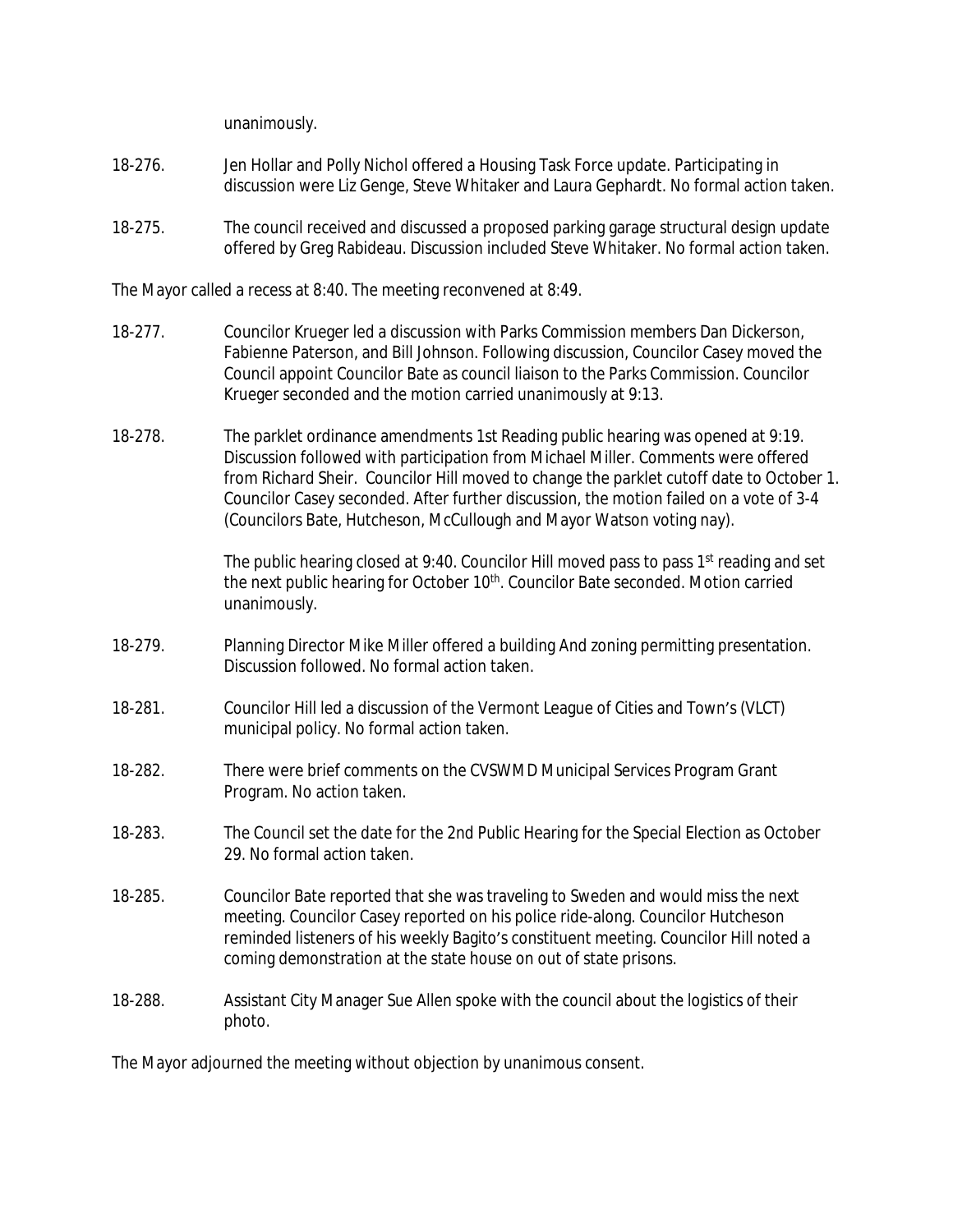unanimously.

18-276. Jen Hollar and Polly Nichol offered a Housing Task Force update. Participating in discussion were Liz Genge, Steve Whitaker and Laura Gephardt. No formal action taken.

18-275. The council received and discussed a proposed parking garage structural design update offered by Greg Rabideau. Discussion included Steve Whitaker. No formal action taken.

The Mayor called a recess at 8:40. The meeting reconvened at 8:49.

18-277. Councilor Krueger led a discussion with Parks Commission members Dan Dickerson, Fabienne Paterson, and Bill Johnson. Following discussion, Councilor Casey moved the Council appoint Councilor Bate as council liaison to the Parks Commission. Councilor Krueger seconded and the motion carried unanimously at 9:13.

18-278. The parklet ordinance amendments 1st Reading public hearing was opened at 9:19. Discussion followed with participation from Michael Miller. Comments were offered from Richard Sheir. Councilor Hill moved to change the parklet cutoff date to October 1. Councilor Casey seconded. After further discussion, the motion failed on a vote of 3-4 (Councilors Bate, Hutcheson, McCullough and Mayor Watson voting nay).

The public hearing closed at 9:40. Councilor Hill moved pass to pass 1st reading and set the next public hearing for October 10th. Councilor Bate seconded. Motion carried unanimously.

18-279. Planning Director Mike Miller offered a building And zoning permitting presentation. Discussion followed. No formal action taken.

18-281. Councilor Hill led a discussion of the Vermont League of Cities and Town's (VLCT) municipal policy. No formal action taken.

18-282. There were brief comments on the CVSWMD Municipal Services Program Grant Program. No action taken.

18-283. The Council set the date for the 2nd Public Hearing for the Special Election as October 29. No formal action taken.

18-285. Councilor Bate reported that she was traveling to Sweden and would miss the next meeting. Councilor Casey reported on his police ride-along. Councilor Hutcheson reminded listeners of his weekly Bagito's constituent meeting. Councilor Hill noted a coming demonstration at the state house on out of state prisons.

18-288. Assistant City Manager Sue Allen spoke with the council about the logistics of their photo.

The Mayor adjourned the meeting without objection by unanimous consent.